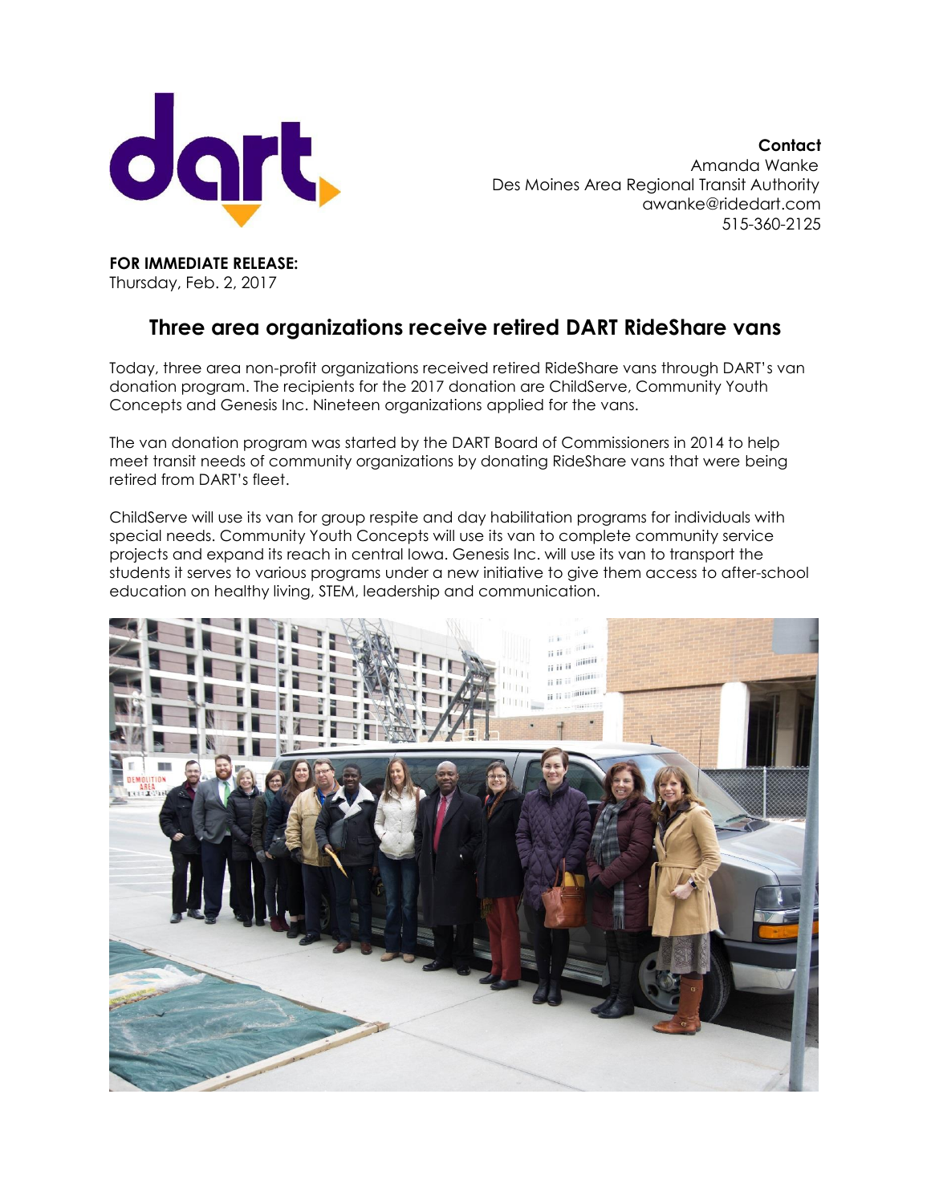**Contact**
Amanda Wanke
Des Moines Area Regional Transit Authority
awanke@ridedart.com
515-360-2125

**FOR IMMEDIATE RELEASE:**
Thursday, Feb. 2, 2017

# Three area organizations receive retired DART RideShare vans

Today, three area non-profit organizations received retired RideShare vans through DART's van donation program. The recipients for the 2017 donation are ChildServe, Community Youth Concepts and Genesis Inc. Nineteen organizations applied for the vans.

The van donation program was started by the DART Board of Commissioners in 2014 to help meet transit needs of community organizations by donating RideShare vans that were being retired from DART's fleet.

ChildServe will use its van for group respite and day habilitation programs for individuals with special needs. Community Youth Concepts will use its van to complete community service projects and expand its reach in central Iowa. Genesis Inc. will use its van to transport the students it serves to various programs under a new initiative to give them access to after-school education on healthy living, STEM, leadership and communication.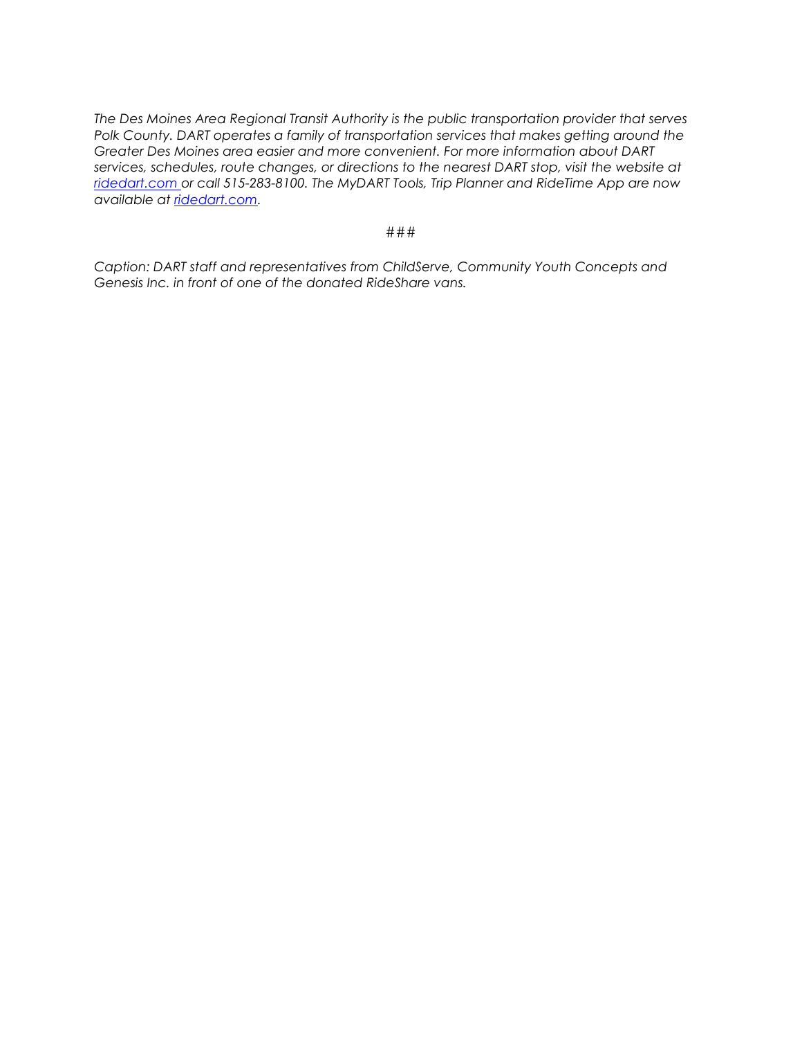*The Des Moines Area Regional Transit Authority is the public transportation provider that serves Polk County. DART operates a family of transportation services that makes getting around the Greater Des Moines area easier and more convenient. For more information about DART services, schedules, route changes, or directions to the nearest DART stop, visit the website at [ridedart.com](http://ridedart.com) or call 515-283-8100. The MyDART Tools, Trip Planner and RideTime App are now available at [ridedart.com](http://ridedart.com).*

###

*Caption: DART staff and representatives from ChildServe, Community Youth Concepts and Genesis Inc. in front of one of the donated RideShare vans.*